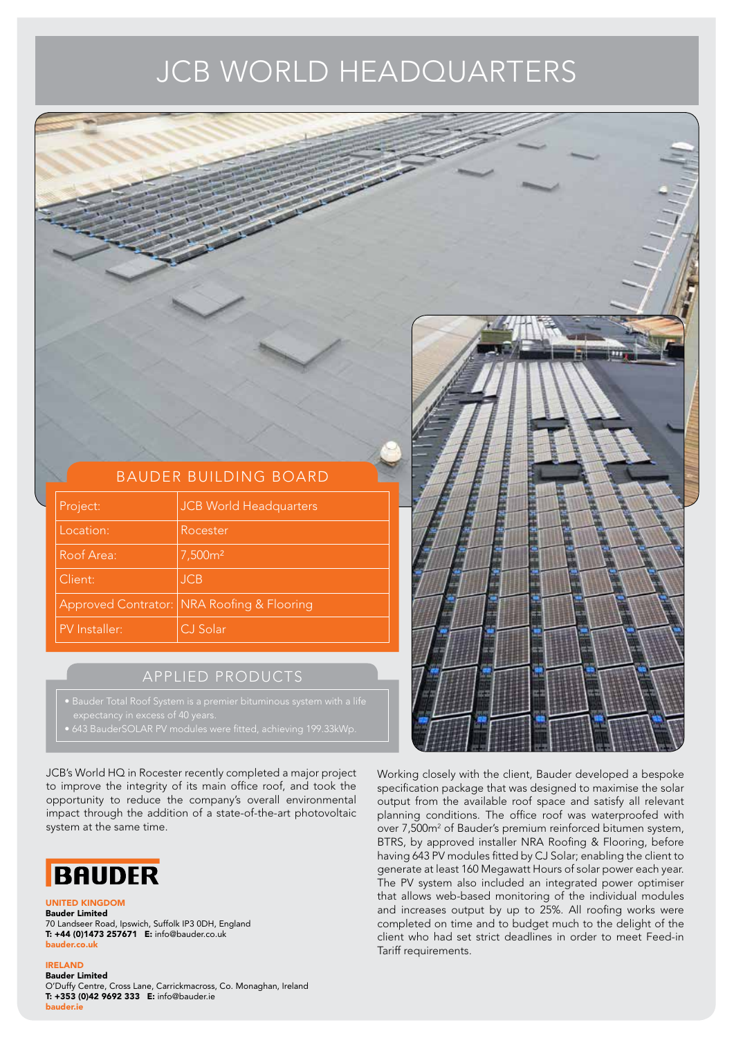# JCB WORLD HEADQUARTERS

## BAUDER BUILDING BOARD

| Project: | JCB World Headquarters |
| --- | --- |
| Location: | Rocester |
| Roof Area: | 7,500m² |
| Client: | JCB |
| Approved Contrator: | NRA Roofing & Flooring |
| PV Installer: | CJ Solar |

## APPLIED PRODUCTS

- Bauder Total Roof System is a premier bituminous system with a life expectancy in excess of 40 years.
- 643 BauderSOLAR PV modules were fitted, achieving 199.33kWp.

JCB's World HQ in Rocester recently completed a major project to improve the integrity of its main office roof, and took the opportunity to reduce the company's overall environmental impact through the addition of a state-of-the-art photovoltaic system at the same time.

Working closely with the client, Bauder developed a bespoke specification package that was designed to maximise the solar output from the available roof space and satisfy all relevant planning conditions. The office roof was waterproofed with over 7,500m² of Bauder's premium reinforced bitumen system, BTRS, by approved installer NRA Roofing & Flooring, before having 643 PV modules fitted by CJ Solar; enabling the client to generate at least 160 Megawatt Hours of solar power each year. The PV system also included an integrated power optimiser that allows web-based monitoring of the individual modules and increases output by up to 25%. All roofing works were completed on time and to budget much to the delight of the client who had set strict deadlines in order to meet Feed-in Tariff requirements.

**BAUDER**

**UNITED KINGDOM**
**Bauder Limited**
70 Landseer Road, Ipswich, Suffolk IP3 0DH, England
**T: +44 (0)1473 257671** **E:** info@bauder.co.uk
**bauder.co.uk**

**IRELAND**
**Bauder Limited**
O'Duffy Centre, Cross Lane, Carrickmacross, Co. Monaghan, Ireland
**T: +353 (0)42 9692 333** **E:** info@bauder.ie
**bauder.ie**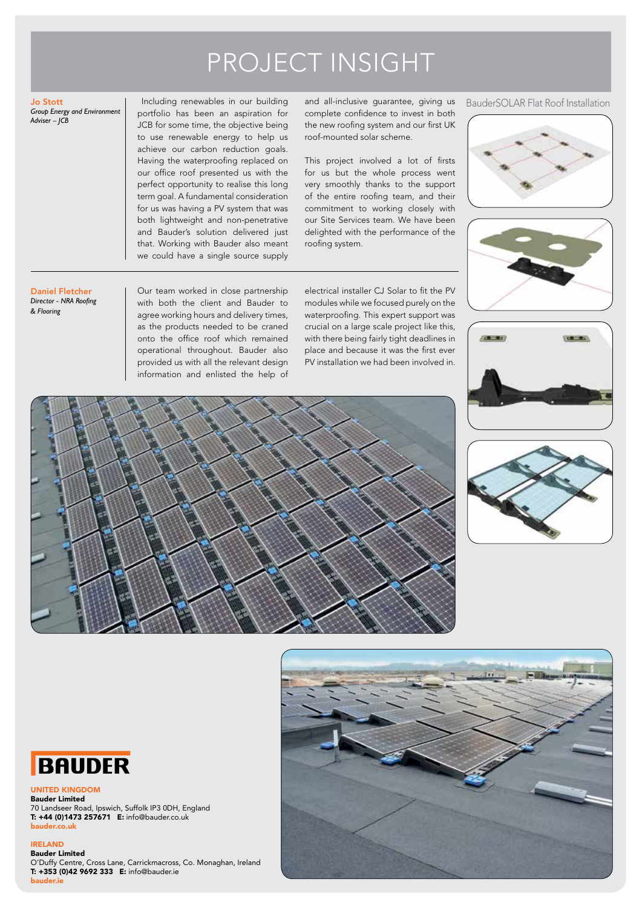# PROJECT INSIGHT

**Jo Stott**
*Group Energy and Environment Adviser – JCB*

Including renewables in our building portfolio has been an aspiration for JCB for some time, the objective being to use renewable energy to help us achieve our carbon reduction goals. Having the waterproofing replaced on our office roof presented us with the perfect opportunity to realise this long term goal. A fundamental consideration for us was having a PV system that was both lightweight and non-penetrative and Bauder's solution delivered just that. Working with Bauder also meant we could have a single source supply and all-inclusive guarantee, giving us complete confidence to invest in both the new roofing system and our first UK roof-mounted solar scheme.

This project involved a lot of firsts for us but the whole process went very smoothly thanks to the support of the entire roofing team, and their commitment to working closely with our Site Services team. We have been delighted with the performance of the roofing system.

**Daniel Fletcher**
*Director - NRA Roofing & Flooring*

Our team worked in close partnership with both the client and Bauder to agree working hours and delivery times, as the products needed to be craned onto the office roof which remained operational throughout. Bauder also provided us with all the relevant design information and enlisted the help of electrical installer CJ Solar to fit the PV modules while we focused purely on the waterproofing. This expert support was crucial on a large scale project like this, with there being fairly tight deadlines in place and because it was the first ever PV installation we had been involved in.

BauderSOLAR Flat Roof Installation

**BAUDER**

**UNITED KINGDOM**
**Bauder Limited**
70 Landseer Road, Ipswich, Suffolk IP3 0DH, England
**T: +44 (0)1473 257671** **E:** info@bauder.co.uk
bauder.co.uk

**IRELAND**
**Bauder Limited**
O'Duffy Centre, Cross Lane, Carrickmacross, Co. Monaghan, Ireland
**T: +353 (0)42 9692 333** **E:** info@bauder.ie
bauder.ie